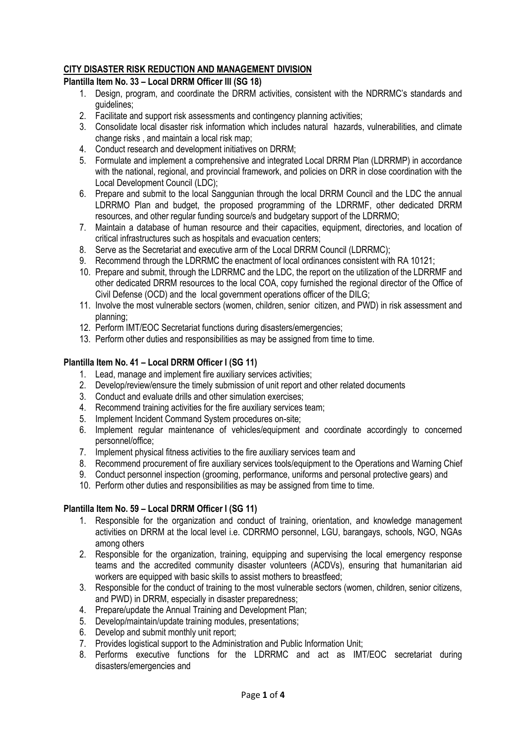**CITY DISASTER RISK REDUCTION AND MANAGEMENT DIVISION**

**Plantilla Item No. 33 – Local DRRM Officer III (SG 18)**

1. Design, program, and coordinate the DRRM activities, consistent with the NDRRMC's standards and guidelines;
2. Facilitate and support risk assessments and contingency planning activities;
3. Consolidate local disaster risk information which includes natural hazards, vulnerabilities, and climate change risks , and maintain a local risk map;
4. Conduct research and development initiatives on DRRM;
5. Formulate and implement a comprehensive and integrated Local DRRM Plan (LDRRMP) in accordance with the national, regional, and provincial framework, and policies on DRR in close coordination with the Local Development Council (LDC);
6. Prepare and submit to the local Sanggunian through the local DRRM Council and the LDC the annual LDRRMO Plan and budget, the proposed programming of the LDRRMF, other dedicated DRRM resources, and other regular funding source/s and budgetary support of the LDRRMO;
7. Maintain a database of human resource and their capacities, equipment, directories, and location of critical infrastructures such as hospitals and evacuation centers;
8. Serve as the Secretariat and executive arm of the Local DRRM Council (LDRRMC);
9. Recommend through the LDRRMC the enactment of local ordinances consistent with RA 10121;
10. Prepare and submit, through the LDRRMC and the LDC, the report on the utilization of the LDRRMF and other dedicated DRRM resources to the local COA, copy furnished the regional director of the Office of Civil Defense (OCD) and the local government operations officer of the DILG;
11. Involve the most vulnerable sectors (women, children, senior citizen, and PWD) in risk assessment and planning;
12. Perform IMT/EOC Secretariat functions during disasters/emergencies;
13. Perform other duties and responsibilities as may be assigned from time to time.

**Plantilla Item No. 41 – Local DRRM Officer I (SG 11)**

1. Lead, manage and implement fire auxiliary services activities;
2. Develop/review/ensure the timely submission of unit report and other related documents
3. Conduct and evaluate drills and other simulation exercises;
4. Recommend training activities for the fire auxiliary services team;
5. Implement Incident Command System procedures on-site;
6. Implement regular maintenance of vehicles/equipment and coordinate accordingly to concerned personnel/office;
7. Implement physical fitness activities to the fire auxiliary services team and
8. Recommend procurement of fire auxiliary services tools/equipment to the Operations and Warning Chief
9. Conduct personnel inspection (grooming, performance, uniforms and personal protective gears) and
10. Perform other duties and responsibilities as may be assigned from time to time.

**Plantilla Item No. 59 – Local DRRM Officer I (SG 11)**

1. Responsible for the organization and conduct of training, orientation, and knowledge management activities on DRRM at the local level i.e. CDRRMO personnel, LGU, barangays, schools, NGO, NGAs among others
2. Responsible for the organization, training, equipping and supervising the local emergency response teams and the accredited community disaster volunteers (ACDVs), ensuring that humanitarian aid workers are equipped with basic skills to assist mothers to breastfeed;
3. Responsible for the conduct of training to the most vulnerable sectors (women, children, senior citizens, and PWD) in DRRM, especially in disaster preparedness;
4. Prepare/update the Annual Training and Development Plan;
5. Develop/maintain/update training modules, presentations;
6. Develop and submit monthly unit report;
7. Provides logistical support to the Administration and Public Information Unit;
8. Performs executive functions for the LDRRMC and act as IMT/EOC secretariat during disasters/emergencies and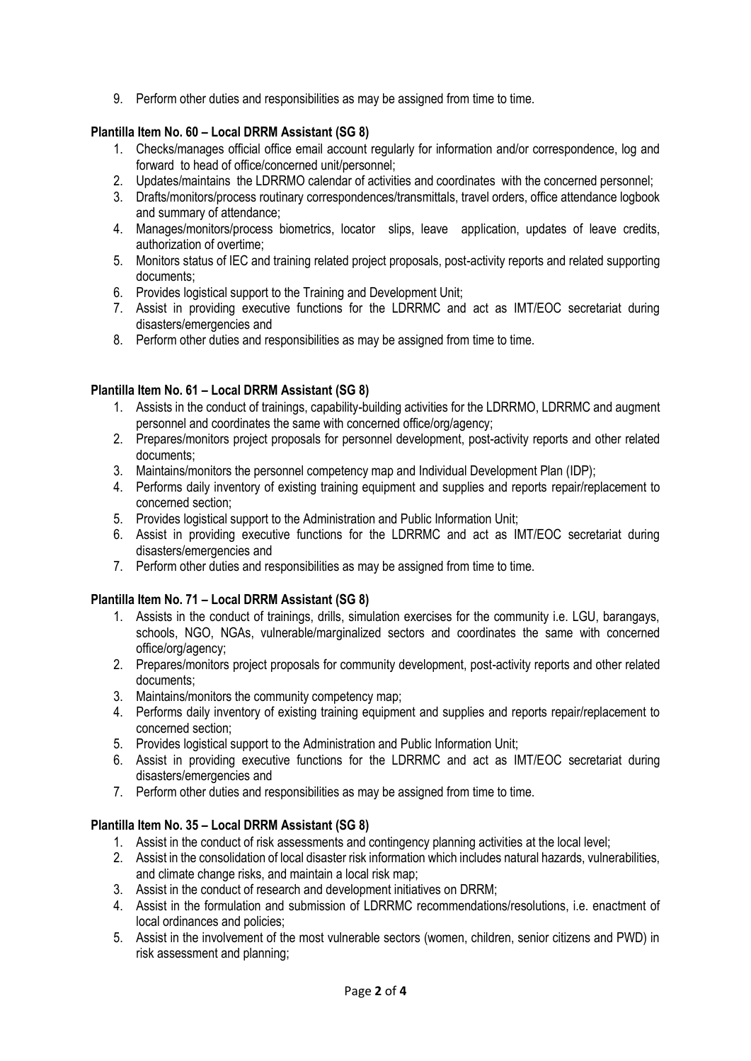9. Perform other duties and responsibilities as may be assigned from time to time.

**Plantilla Item No. 60 – Local DRRM Assistant (SG 8)**

1. Checks/manages official office email account regularly for information and/or correspondence, log and forward to head of office/concerned unit/personnel;
2. Updates/maintains the LDRRMO calendar of activities and coordinates with the concerned personnel;
3. Drafts/monitors/process routinary correspondences/transmittals, travel orders, office attendance logbook and summary of attendance;
4. Manages/monitors/process biometrics, locator slips, leave application, updates of leave credits, authorization of overtime;
5. Monitors status of IEC and training related project proposals, post-activity reports and related supporting documents;
6. Provides logistical support to the Training and Development Unit;
7. Assist in providing executive functions for the LDRRMC and act as IMT/EOC secretariat during disasters/emergencies and
8. Perform other duties and responsibilities as may be assigned from time to time.

**Plantilla Item No. 61 – Local DRRM Assistant (SG 8)**

1. Assists in the conduct of trainings, capability-building activities for the LDRRMO, LDRRMC and augment personnel and coordinates the same with concerned office/org/agency;
2. Prepares/monitors project proposals for personnel development, post-activity reports and other related documents;
3. Maintains/monitors the personnel competency map and Individual Development Plan (IDP);
4. Performs daily inventory of existing training equipment and supplies and reports repair/replacement to concerned section;
5. Provides logistical support to the Administration and Public Information Unit;
6. Assist in providing executive functions for the LDRRMC and act as IMT/EOC secretariat during disasters/emergencies and
7. Perform other duties and responsibilities as may be assigned from time to time.

**Plantilla Item No. 71 – Local DRRM Assistant (SG 8)**

1. Assists in the conduct of trainings, drills, simulation exercises for the community i.e. LGU, barangays, schools, NGO, NGAs, vulnerable/marginalized sectors and coordinates the same with concerned office/org/agency;
2. Prepares/monitors project proposals for community development, post-activity reports and other related documents;
3. Maintains/monitors the community competency map;
4. Performs daily inventory of existing training equipment and supplies and reports repair/replacement to concerned section;
5. Provides logistical support to the Administration and Public Information Unit;
6. Assist in providing executive functions for the LDRRMC and act as IMT/EOC secretariat during disasters/emergencies and
7. Perform other duties and responsibilities as may be assigned from time to time.

**Plantilla Item No. 35 – Local DRRM Assistant (SG 8)**

1. Assist in the conduct of risk assessments and contingency planning activities at the local level;
2. Assist in the consolidation of local disaster risk information which includes natural hazards, vulnerabilities, and climate change risks, and maintain a local risk map;
3. Assist in the conduct of research and development initiatives on DRRM;
4. Assist in the formulation and submission of LDRRMC recommendations/resolutions, i.e. enactment of local ordinances and policies;
5. Assist in the involvement of the most vulnerable sectors (women, children, senior citizens and PWD) in risk assessment and planning;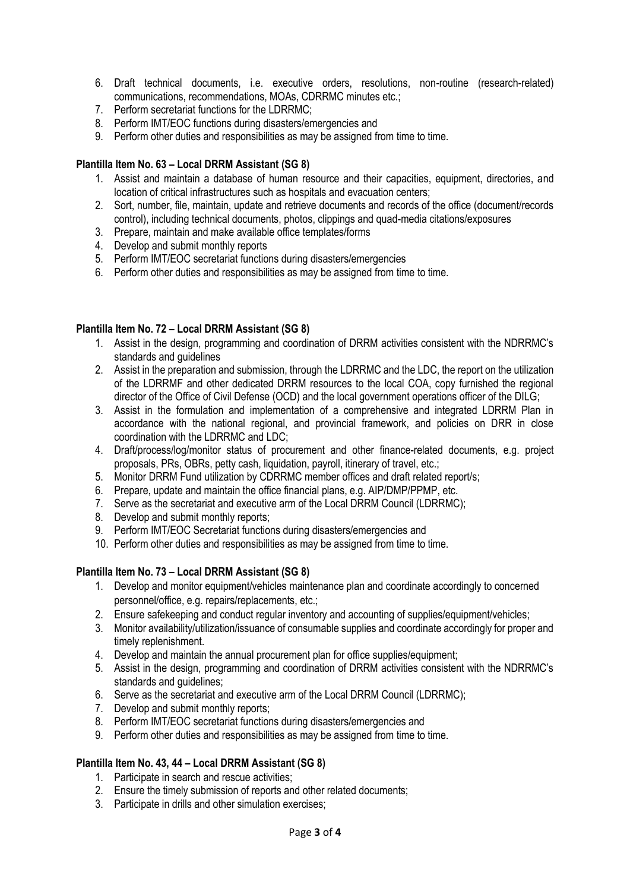6. Draft technical documents, i.e. executive orders, resolutions, non-routine (research-related) communications, recommendations, MOAs, CDRRMC minutes etc.;
7. Perform secretariat functions for the LDRRMC;
8. Perform IMT/EOC functions during disasters/emergencies and
9. Perform other duties and responsibilities as may be assigned from time to time.

**Plantilla Item No. 63 – Local DRRM Assistant (SG 8)**

1. Assist and maintain a database of human resource and their capacities, equipment, directories, and location of critical infrastructures such as hospitals and evacuation centers;
2. Sort, number, file, maintain, update and retrieve documents and records of the office (document/records control), including technical documents, photos, clippings and quad-media citations/exposures
3. Prepare, maintain and make available office templates/forms
4. Develop and submit monthly reports
5. Perform IMT/EOC secretariat functions during disasters/emergencies
6. Perform other duties and responsibilities as may be assigned from time to time.

**Plantilla Item No. 72 – Local DRRM Assistant (SG 8)**

1. Assist in the design, programming and coordination of DRRM activities consistent with the NDRRMC's standards and guidelines
2. Assist in the preparation and submission, through the LDRRMC and the LDC, the report on the utilization of the LDRRMF and other dedicated DRRM resources to the local COA, copy furnished the regional director of the Office of Civil Defense (OCD) and the local government operations officer of the DILG;
3. Assist in the formulation and implementation of a comprehensive and integrated LDRRM Plan in accordance with the national regional, and provincial framework, and policies on DRR in close coordination with the LDRRMC and LDC;
4. Draft/process/log/monitor status of procurement and other finance-related documents, e.g. project proposals, PRs, OBRs, petty cash, liquidation, payroll, itinerary of travel, etc.;
5. Monitor DRRM Fund utilization by CDRRMC member offices and draft related report/s;
6. Prepare, update and maintain the office financial plans, e.g. AIP/DMP/PPMP, etc.
7. Serve as the secretariat and executive arm of the Local DRRM Council (LDRRMC);
8. Develop and submit monthly reports;
9. Perform IMT/EOC Secretariat functions during disasters/emergencies and
10. Perform other duties and responsibilities as may be assigned from time to time.

**Plantilla Item No. 73 – Local DRRM Assistant (SG 8)**

1. Develop and monitor equipment/vehicles maintenance plan and coordinate accordingly to concerned personnel/office, e.g. repairs/replacements, etc.;
2. Ensure safekeeping and conduct regular inventory and accounting of supplies/equipment/vehicles;
3. Monitor availability/utilization/issuance of consumable supplies and coordinate accordingly for proper and timely replenishment.
4. Develop and maintain the annual procurement plan for office supplies/equipment;
5. Assist in the design, programming and coordination of DRRM activities consistent with the NDRRMC's standards and guidelines;
6. Serve as the secretariat and executive arm of the Local DRRM Council (LDRRMC);
7. Develop and submit monthly reports;
8. Perform IMT/EOC secretariat functions during disasters/emergencies and
9. Perform other duties and responsibilities as may be assigned from time to time.

**Plantilla Item No. 43, 44 – Local DRRM Assistant (SG 8)**

1. Participate in search and rescue activities;
2. Ensure the timely submission of reports and other related documents;
3. Participate in drills and other simulation exercises;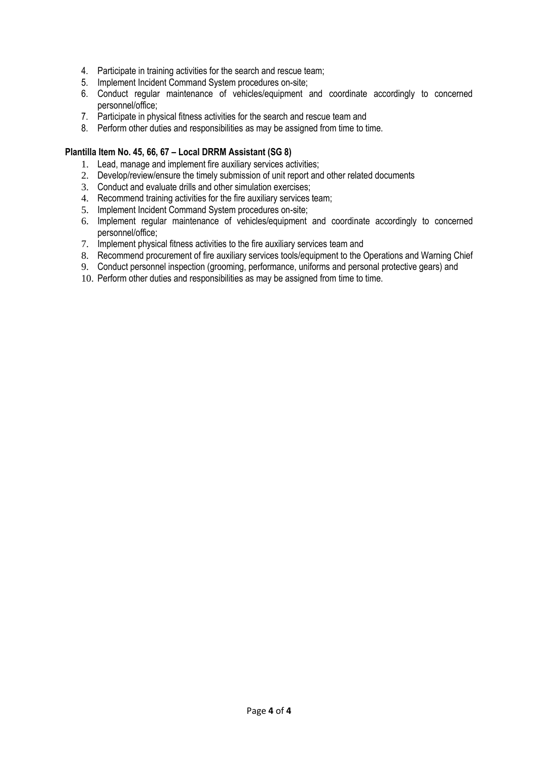4. Participate in training activities for the search and rescue team;
5. Implement Incident Command System procedures on-site;
6. Conduct regular maintenance of vehicles/equipment and coordinate accordingly to concerned personnel/office;
7. Participate in physical fitness activities for the search and rescue team and
8. Perform other duties and responsibilities as may be assigned from time to time.

**Plantilla Item No. 45, 66, 67 – Local DRRM Assistant (SG 8)**

1. Lead, manage and implement fire auxiliary services activities;
2. Develop/review/ensure the timely submission of unit report and other related documents
3. Conduct and evaluate drills and other simulation exercises;
4. Recommend training activities for the fire auxiliary services team;
5. Implement Incident Command System procedures on-site;
6. Implement regular maintenance of vehicles/equipment and coordinate accordingly to concerned personnel/office;
7. Implement physical fitness activities to the fire auxiliary services team and
8. Recommend procurement of fire auxiliary services tools/equipment to the Operations and Warning Chief
9. Conduct personnel inspection (grooming, performance, uniforms and personal protective gears) and
10. Perform other duties and responsibilities as may be assigned from time to time.